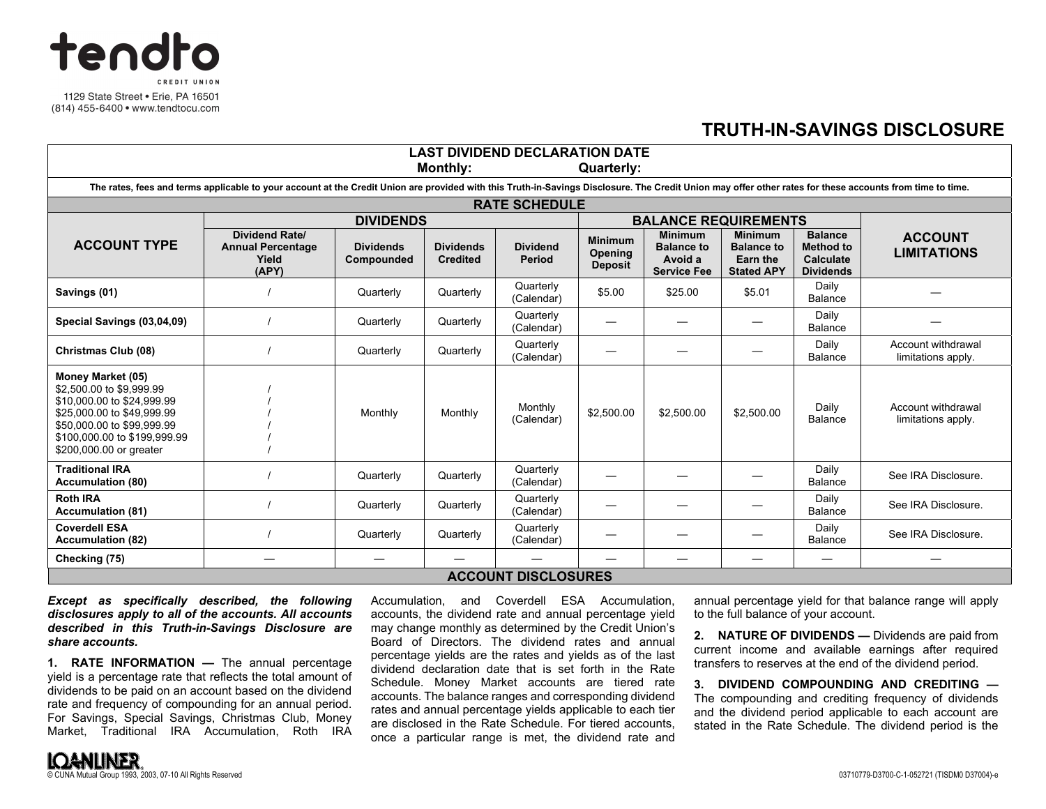tendto

CREDIT UNION

1129 State Street • Erie, PA 16501
(814) 455-6400 • www.tendtocu.com

# TRUTH-IN-SAVINGS DISCLOSURE

**LAST DIVIDEND DECLARATION DATE**
**Monthly: Quarterly:**

The rates, fees and terms applicable to your account at the Credit Union are provided with this Truth-in-Savings Disclosure. The Credit Union may offer other rates for these accounts from time to time.

## RATE SCHEDULE

| ACCOUNT TYPE | DIVIDENDS | | | | BALANCE REQUIREMENTS | | | | ACCOUNT LIMITATIONS |
|---|---|---|---|---|---|---|---|---|---|
| | Dividend Rate/ Annual Percentage Yield (APY) | Dividends Compounded | Dividends Credited | Dividend Period | Minimum Opening Deposit | Minimum Balance to Avoid a Service Fee | Minimum Balance to Earn the Stated APY | Balance Method to Calculate Dividends | |
| **Savings (01)** | / | Quarterly | Quarterly | Quarterly (Calendar) | $5.00 | $25.00 | $5.01 | Daily Balance | — |
| **Special Savings (03,04,09)** | / | Quarterly | Quarterly | Quarterly (Calendar) | — | — | — | Daily Balance | — |
| **Christmas Club (08)** | / | Quarterly | Quarterly | Quarterly (Calendar) | — | — | — | Daily Balance | Account withdrawal limitations apply. |
| **Money Market (05)**<br>$2,500.00 to $9,999.99<br>$10,000.00 to $24,999.99<br>$25,000.00 to $49,999.99<br>$50,000.00 to $99,999.99<br>$100,000.00 to $199,999.99<br>$200,000.00 or greater | /<br>/<br>/<br>/<br>/<br>/ | Monthly | Monthly | Monthly (Calendar) | $2,500.00 | $2,500.00 | $2,500.00 | Daily Balance | Account withdrawal limitations apply. |
| **Traditional IRA Accumulation (80)** | / | Quarterly | Quarterly | Quarterly (Calendar) | — | — | — | Daily Balance | See IRA Disclosure. |
| **Roth IRA Accumulation (81)** | / | Quarterly | Quarterly | Quarterly (Calendar) | — | — | — | Daily Balance | See IRA Disclosure. |
| **Coverdell ESA Accumulation (82)** | / | Quarterly | Quarterly | Quarterly (Calendar) | — | — | — | Daily Balance | See IRA Disclosure. |
| **Checking (75)** | — | — | — | — | — | — | — | — | — |

## ACCOUNT DISCLOSURES

***Except as specifically described, the following disclosures apply to all of the accounts. All accounts described in this Truth-in-Savings Disclosure are share accounts.***

**1. RATE INFORMATION —** The annual percentage yield is a percentage rate that reflects the total amount of dividends to be paid on an account based on the dividend rate and frequency of compounding for an annual period. For Savings, Special Savings, Christmas Club, Money Market, Traditional IRA Accumulation, Roth IRA Accumulation, and Coverdell ESA Accumulation, accounts, the dividend rate and annual percentage yield may change monthly as determined by the Credit Union's Board of Directors. The dividend rates and annual percentage yields are the rates and yields as of the last dividend declaration date that is set forth in the Rate Schedule. Money Market accounts are tiered rate accounts. The balance ranges and corresponding dividend rates and annual percentage yields applicable to each tier are disclosed in the Rate Schedule. For tiered accounts, once a particular range is met, the dividend rate and annual percentage yield for that balance range will apply to the full balance of your account.

**2. NATURE OF DIVIDENDS —** Dividends are paid from current income and available earnings after required transfers to reserves at the end of the dividend period.

**3. DIVIDEND COMPOUNDING AND CREDITING —** The compounding and crediting frequency of dividends and the dividend period applicable to each account are stated in the Rate Schedule. The dividend period is the

LOANLINER®
© CUNA Mutual Group 1993, 2003, 07-10 All Rights Reserved

03710779-D3700-C-1-052721 (TISDM0 D37004)-e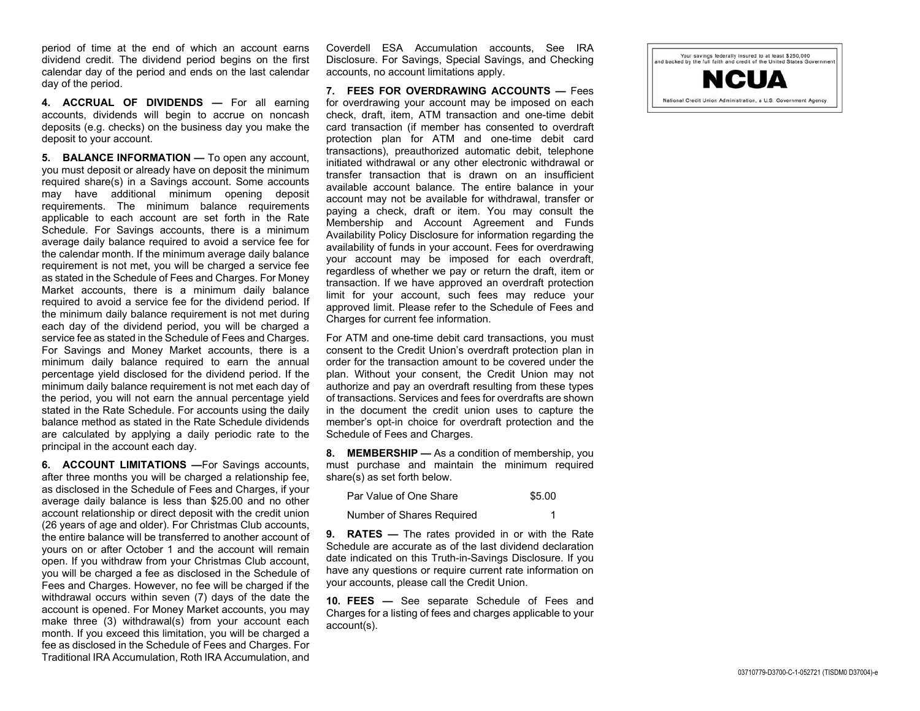period of time at the end of which an account earns dividend credit. The dividend period begins on the first calendar day of the period and ends on the last calendar day of the period.

**4. ACCRUAL OF DIVIDENDS —** For all earning accounts, dividends will begin to accrue on noncash deposits (e.g. checks) on the business day you make the deposit to your account.

**5. BALANCE INFORMATION —** To open any account, you must deposit or already have on deposit the minimum required share(s) in a Savings account. Some accounts may have additional minimum opening deposit requirements. The minimum balance requirements applicable to each account are set forth in the Rate Schedule. For Savings accounts, there is a minimum average daily balance required to avoid a service fee for the calendar month. If the minimum average daily balance requirement is not met, you will be charged a service fee as stated in the Schedule of Fees and Charges. For Money Market accounts, there is a minimum daily balance required to avoid a service fee for the dividend period. If the minimum daily balance requirement is not met during each day of the dividend period, you will be charged a service fee as stated in the Schedule of Fees and Charges. For Savings and Money Market accounts, there is a minimum daily balance required to earn the annual percentage yield disclosed for the dividend period. If the minimum daily balance requirement is not met each day of the period, you will not earn the annual percentage yield stated in the Rate Schedule. For accounts using the daily balance method as stated in the Rate Schedule dividends are calculated by applying a daily periodic rate to the principal in the account each day.

**6. ACCOUNT LIMITATIONS —** For Savings accounts, after three months you will be charged a relationship fee, as disclosed in the Schedule of Fees and Charges, if your average daily balance is less than $25.00 and no other account relationship or direct deposit with the credit union (26 years of age and older). For Christmas Club accounts, the entire balance will be transferred to another account of yours on or after October 1 and the account will remain open. If you withdraw from your Christmas Club account, you will be charged a fee as disclosed in the Schedule of Fees and Charges. However, no fee will be charged if the withdrawal occurs within seven (7) days of the date the account is opened. For Money Market accounts, you may make three (3) withdrawal(s) from your account each month. If you exceed this limitation, you will be charged a fee as disclosed in the Schedule of Fees and Charges. For Traditional IRA Accumulation, Roth IRA Accumulation, and Coverdell ESA Accumulation accounts, See IRA Disclosure. For Savings, Special Savings, and Checking accounts, no account limitations apply.

**7. FEES FOR OVERDRAWING ACCOUNTS —** Fees for overdrawing your account may be imposed on each check, draft, item, ATM transaction and one-time debit card transaction (if member has consented to overdraft protection plan for ATM and one-time debit card transactions), preauthorized automatic debit, telephone initiated withdrawal or any other electronic withdrawal or transfer transaction that is drawn on an insufficient available account balance. The entire balance in your account may not be available for withdrawal, transfer or paying a check, draft or item. You may consult the Membership and Account Agreement and Funds Availability Policy Disclosure for information regarding the availability of funds in your account. Fees for overdrawing your account may be imposed for each overdraft, regardless of whether we pay or return the draft, item or transaction. If we have approved an overdraft protection limit for your account, such fees may reduce your approved limit. Please refer to the Schedule of Fees and Charges for current fee information.

For ATM and one-time debit card transactions, you must consent to the Credit Union's overdraft protection plan in order for the transaction amount to be covered under the plan. Without your consent, the Credit Union may not authorize and pay an overdraft resulting from these types of transactions. Services and fees for overdrafts are shown in the document the credit union uses to capture the member's opt-in choice for overdraft protection and the Schedule of Fees and Charges.

**8. MEMBERSHIP —** As a condition of membership, you must purchase and maintain the minimum required share(s) as set forth below.

| | |
|---|---|
| Par Value of One Share | $5.00 |
| Number of Shares Required | 1 |

**9. RATES —** The rates provided in or with the Rate Schedule are accurate as of the last dividend declaration date indicated on this Truth-in-Savings Disclosure. If you have any questions or require current rate information on your accounts, please call the Credit Union.

**10. FEES —** See separate Schedule of Fees and Charges for a listing of fees and charges applicable to your account(s).

Your savings federally insured to at least $250,000 and backed by the full faith and credit of the United States Government

**NCUA**

National Credit Union Administration, a U.S. Government Agency

03710779-D3700-C-1-052721 (TISDM0 D37004)-e